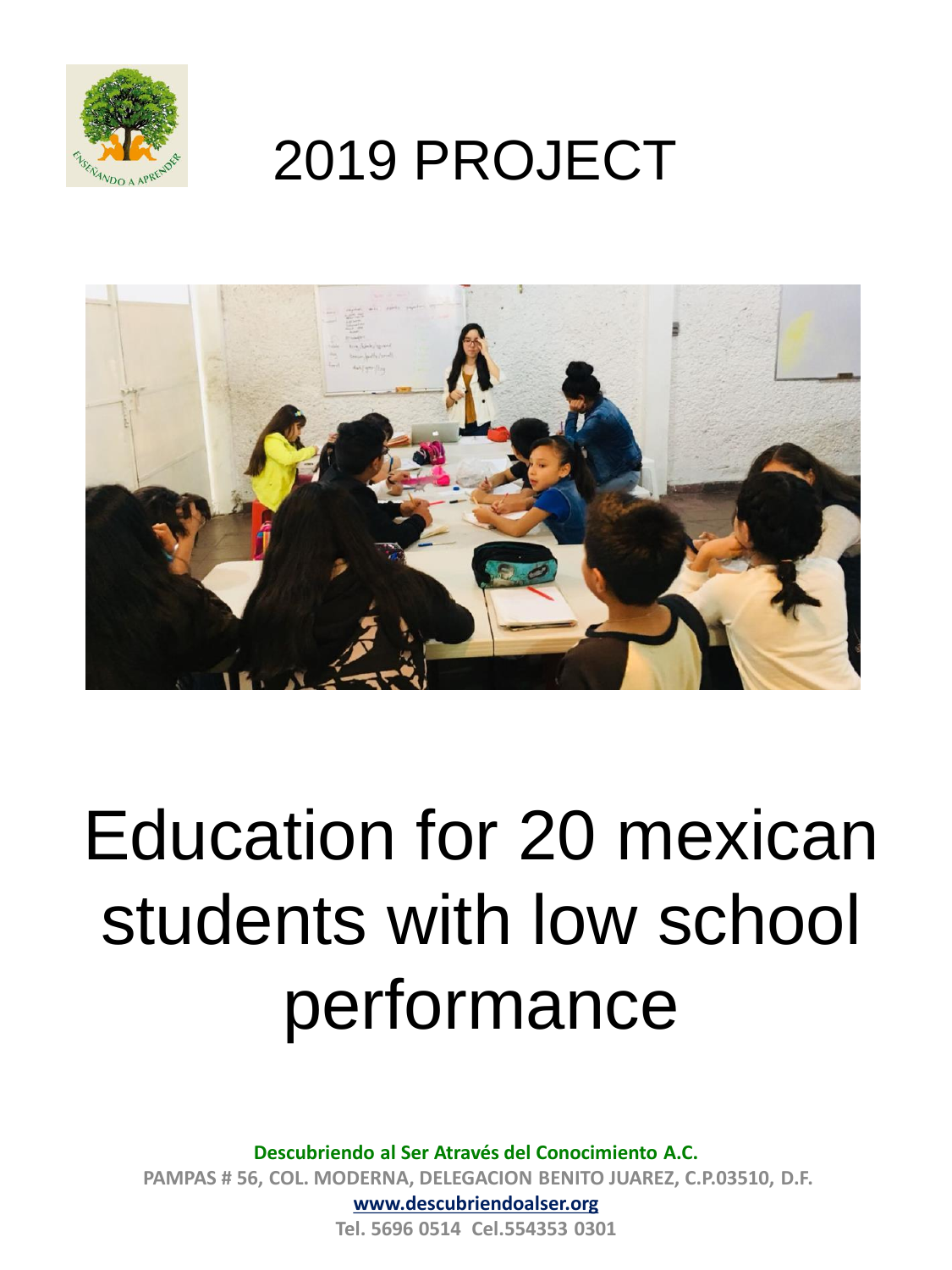# 2019 PROJECT

# Education for 20 mexican students with low school performance

**Descubriendo al Ser Através del Conocimiento A.C.**

**PAMPAS # 56, COL. MODERNA, DELEGACION BENITO JUAREZ, C.P.03510, D.F.**

**www.descubriendoalser.org**

**Tel. 5696 0514 Cel.554353 0301**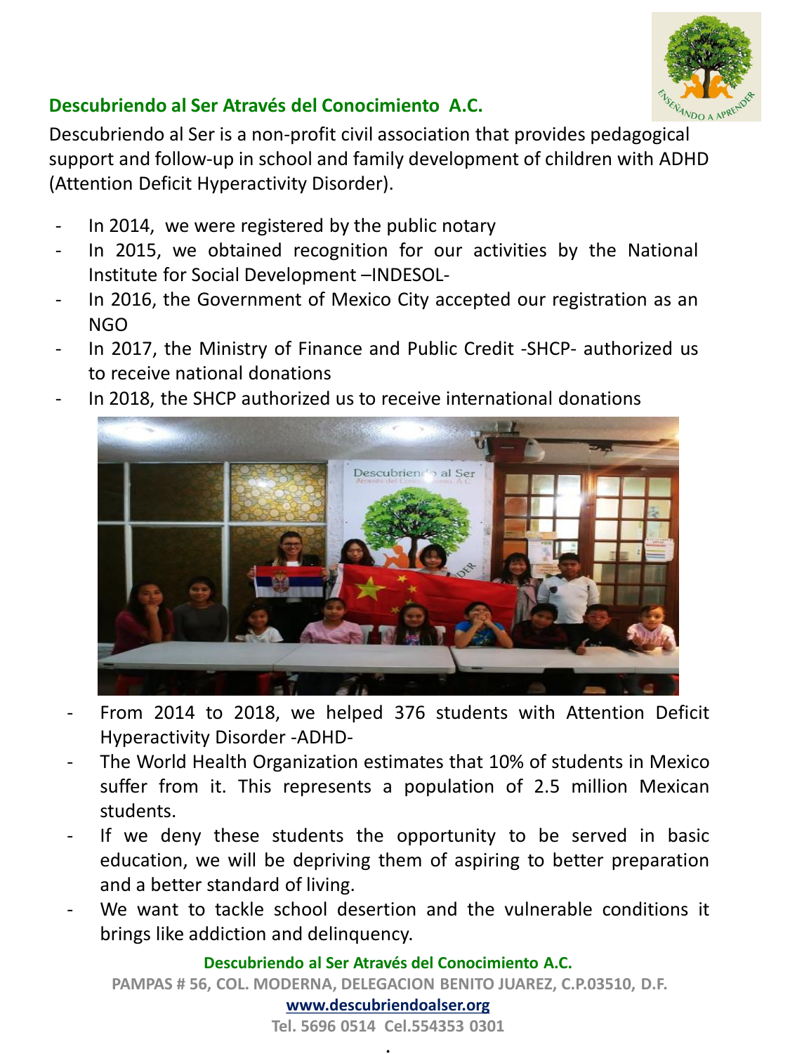## Descubriendo al Ser Através del Conocimiento A.C.

Descubriendo al Ser is a non-profit civil association that provides pedagogical support and follow-up in school and family development of children with ADHD (Attention Deficit Hyperactivity Disorder).

- In 2014, we were registered by the public notary
- In 2015, we obtained recognition for our activities by the National Institute for Social Development –INDESOL-
- In 2016, the Government of Mexico City accepted our registration as an NGO
- In 2017, the Ministry of Finance and Public Credit -SHCP- authorized us to receive national donations
- In 2018, the SHCP authorized us to receive international donations

- From 2014 to 2018, we helped 376 students with Attention Deficit Hyperactivity Disorder -ADHD-
- The World Health Organization estimates that 10% of students in Mexico suffer from it. This represents a population of 2.5 million Mexican students.
- If we deny these students the opportunity to be served in basic education, we will be depriving them of aspiring to better preparation and a better standard of living.
- We want to tackle school desertion and the vulnerable conditions it brings like addiction and delinquency.

**Descubriendo al Ser Através del Conocimiento A.C.**

**PAMPAS # 56, COL. MODERNA, DELEGACION BENITO JUAREZ, C.P.03510, D.F.**

**www.descubriendoalser.org**

**Tel. 5696 0514 Cel.554353 0301**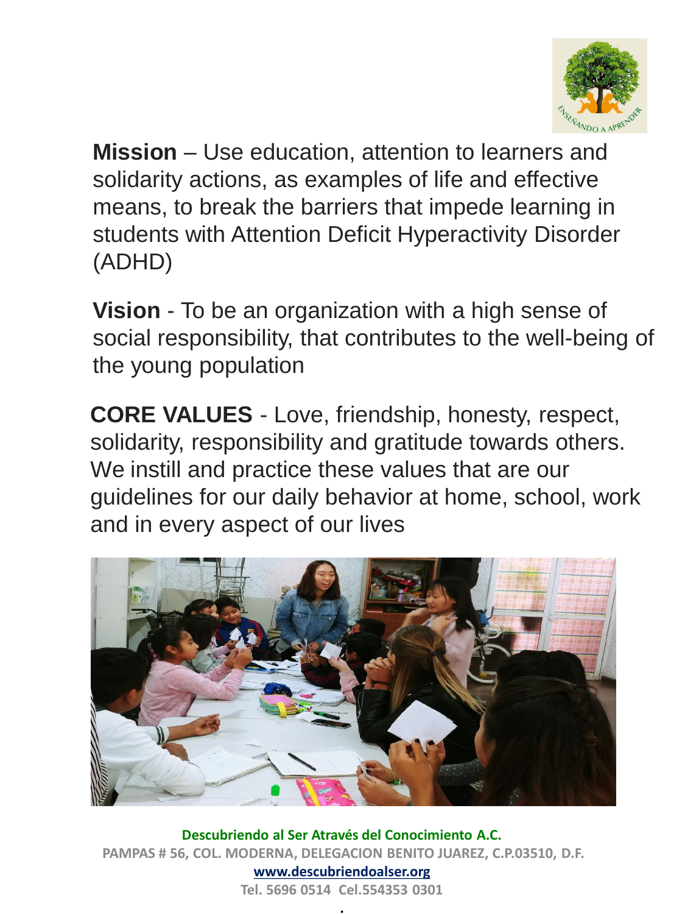**Mission** – Use education, attention to learners and solidarity actions, as examples of life and effective means, to break the barriers that impede learning in students with Attention Deficit Hyperactivity Disorder (ADHD)

**Vision** - To be an organization with a high sense of social responsibility, that contributes to the well-being of the young population

**CORE VALUES** - Love, friendship, honesty, respect, solidarity, responsibility and gratitude towards others. We instill and practice these values that are our guidelines for our daily behavior at home, school, work and in every aspect of our lives

**Descubriendo al Ser Através del Conocimiento A.C.**
PAMPAS # 56, COL. MODERNA, DELEGACION BENITO JUAREZ, C.P.03510, D.F.
www.descubriendoalser.org
Tel. 5696 0514 Cel.554353 0301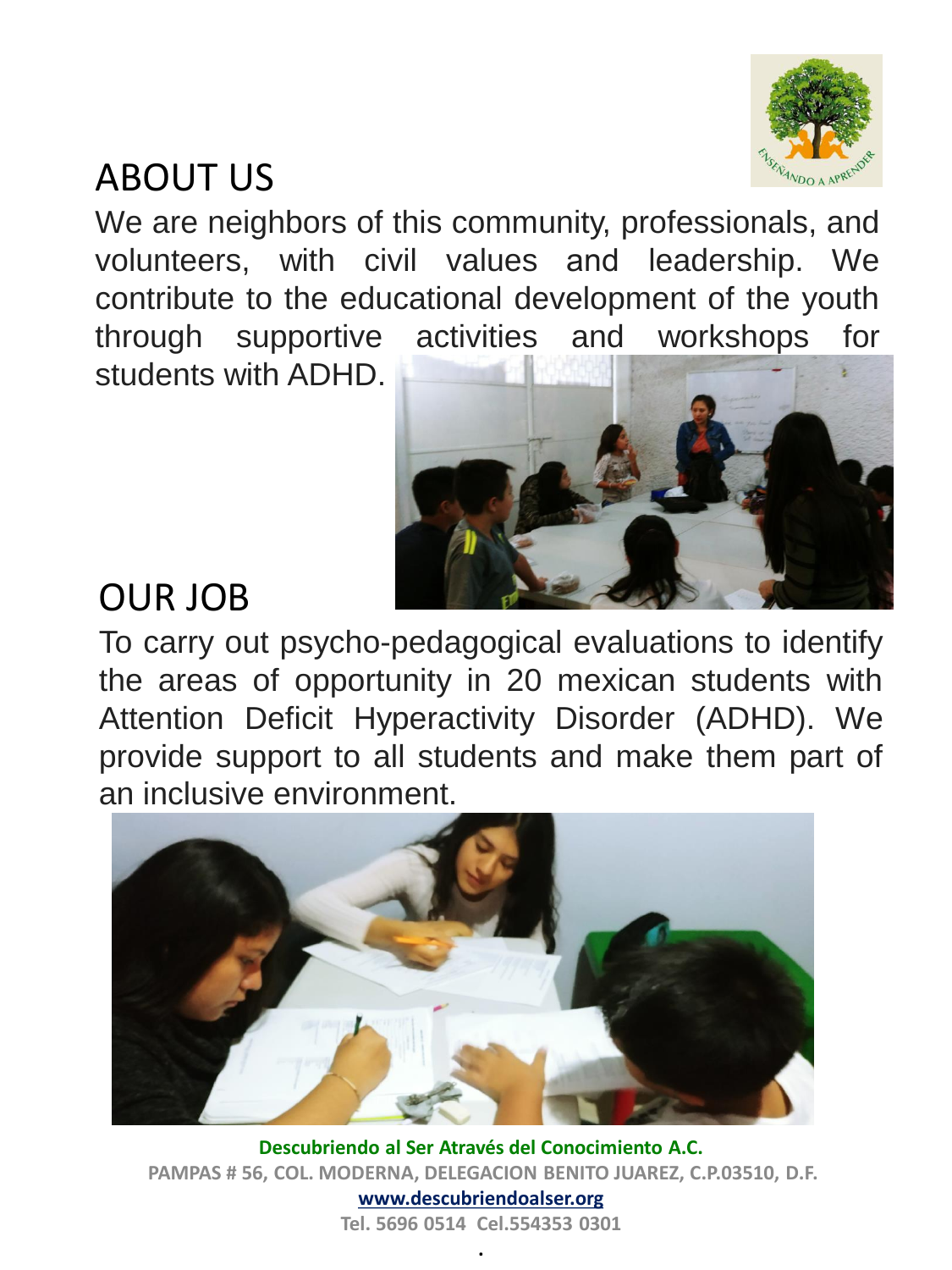## ABOUT US

We are neighbors of this community, professionals, and volunteers, with civil values and leadership. We contribute to the educational development of the youth through supportive activities and workshops for students with ADHD.

## OUR JOB

To carry out psycho-pedagogical evaluations to identify the areas of opportunity in 20 mexican students with Attention Deficit Hyperactivity Disorder (ADHD). We provide support to all students and make them part of an inclusive environment.

**Descubriendo al Ser Através del Conocimiento A.C.**

**PAMPAS # 56, COL. MODERNA, DELEGACION BENITO JUAREZ, C.P.03510, D.F.**

**www.descubriendoalser.org**

**Tel. 5696 0514 Cel.554353 0301**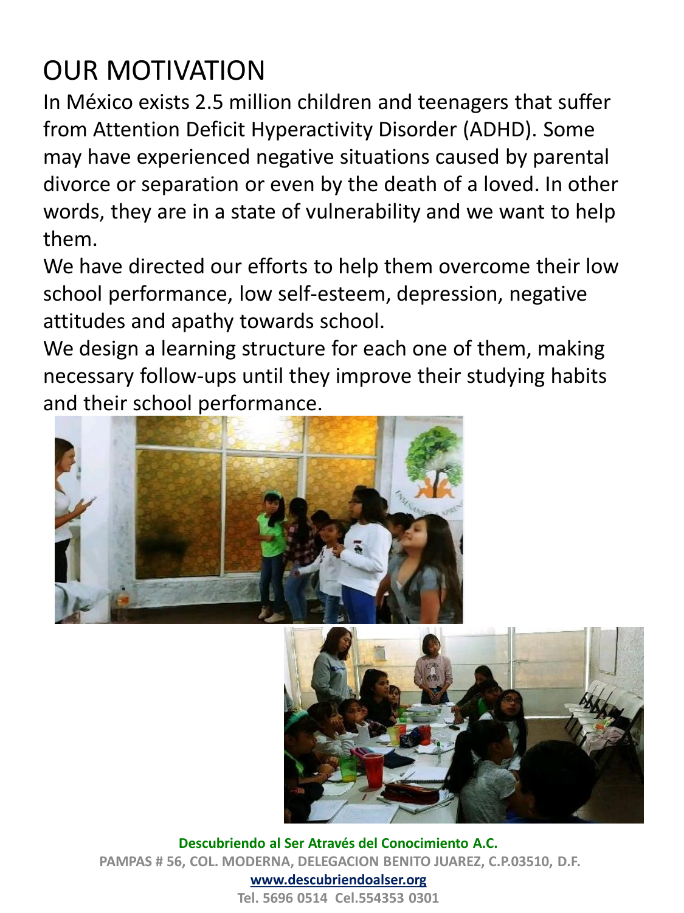# OUR MOTIVATION

In México exists 2.5 million children and teenagers that suffer from Attention Deficit Hyperactivity Disorder (ADHD). Some may have experienced negative situations caused by parental divorce or separation or even by the death of a loved. In other words, they are in a state of vulnerability and we want to help them.

We have directed our efforts to help them overcome their low school performance, low self-esteem, depression, negative attitudes and apathy towards school.

We design a learning structure for each one of them, making necessary follow-ups until they improve their studying habits and their school performance.

**Descubriendo al Ser Através del Conocimiento A.C.**
**PAMPAS # 56, COL. MODERNA, DELEGACION BENITO JUAREZ, C.P.03510, D.F.**
**www.descubriendoalser.org**
**Tel. 5696 0514 Cel.554353 0301**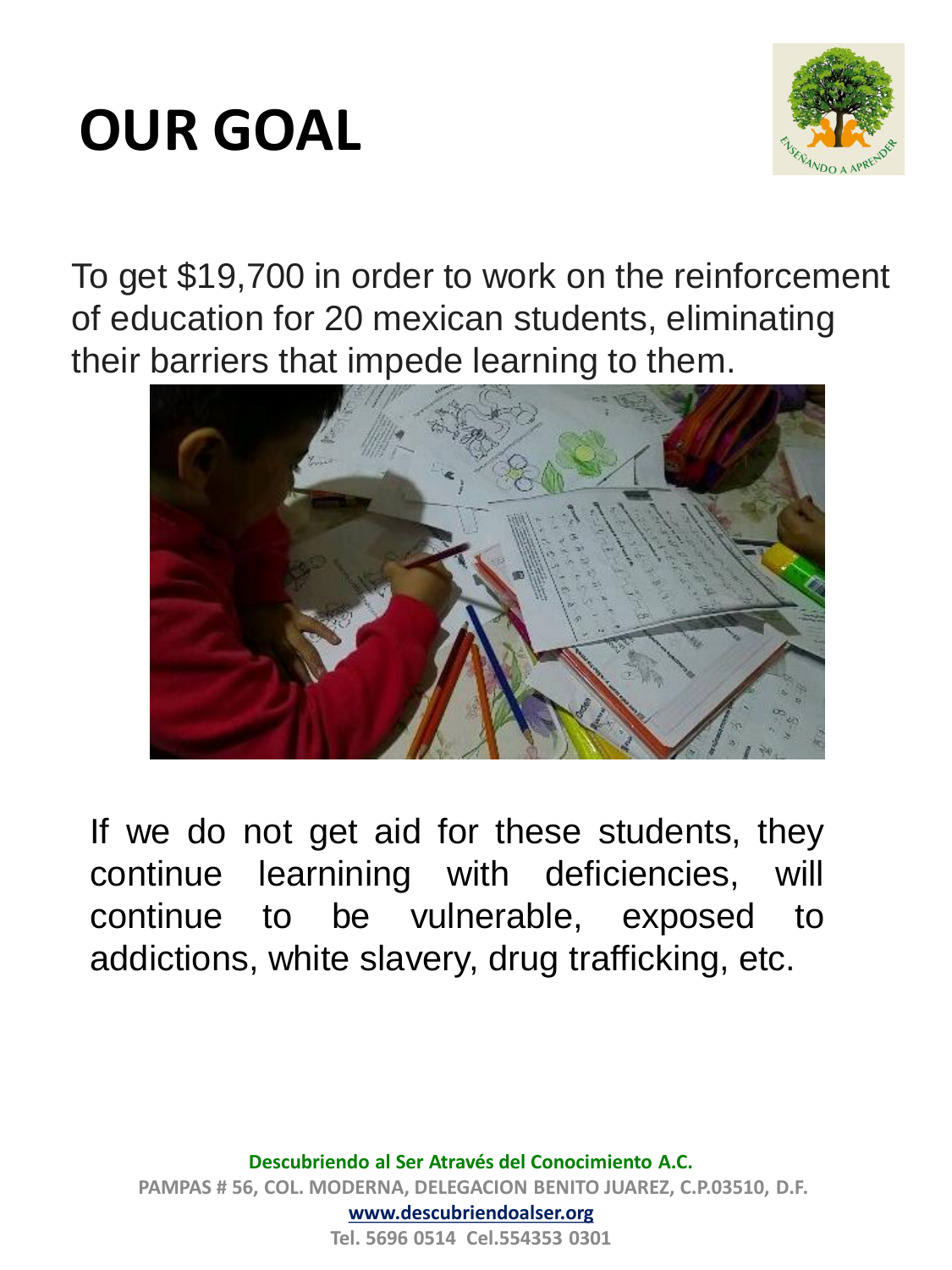# OUR GOAL

To get $19,700 in order to work on the reinforcement of education for 20 mexican students, eliminating their barriers that impede learning to them.

If we do not get aid for these students, they continue learnining with deficiencies, will continue to be vulnerable, exposed to addictions, white slavery, drug trafficking, etc.

**Descubriendo al Ser Através del Conocimiento A.C.**
PAMPAS # 56, COL. MODERNA, DELEGACION BENITO JUAREZ, C.P.03510, D.F.
www.descubriendoalser.org
Tel. 5696 0514 Cel.554353 0301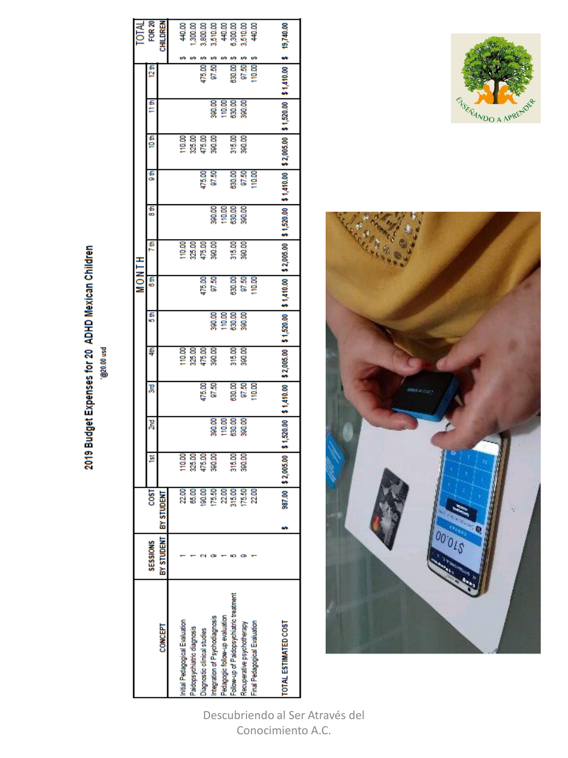# 2019 Budget Expenses for 20 ADHD Mexican Children

'@20.00 usd

| CONCEPT | SESSIONS BY STUDENT | COST BY STUDENT | MONTH 1st | 2nd | 3rd | 4th | 5th | 6th | 7th | 8th | 9th | 10th | 11th | 12th | TOTAL FOR 20 CHILDREN |
|---|---|---|---|---|---|---|---|---|---|---|---|---|---|---|---|
| Initial Pedagogical Evaluation | 1 | 22.00 | 110.00 | | | 110.00 | | | 110.00 | | | 110.00 | | | $ 440.00 |
| Paidopsychiatric diagnosis | 1 | 65.00 | 325.00 | | | 325.00 | | | 325.00 | | | 325.00 | | | $ 1,300.00 |
| Diagnostic clinical studies | 2 | 190.00 | 475.00 | | 475.00 | 475.00 | | 475.00 | 475.00 | | 475.00 | 475.00 | | 475.00 | $ 3,800.00 |
| Integration of Psychodiagnosis | 9 | 175.50 | 380.00 | 380.00 | 97.50 | 380.00 | 380.00 | 97.50 | 380.00 | 380.00 | 97.50 | 380.00 | 380.00 | 97.50 | $ 3,510.00 |
| Pedagogic follow-up evaluation | 1 | 22.00 | | 110.00 | | | 110.00 | | | 110.00 | | | 110.00 | | $ 440.00 |
| Follow-up of Paidopsychiatric treatment | 5 | 315.00 | 315.00 | 630.00 | 630.00 | 315.00 | 630.00 | 630.00 | 315.00 | 630.00 | 630.00 | 315.00 | 630.00 | 630.00 | $ 6,300.00 |
| Recuperative psychotherapy | 9 | 175.50 | 380.00 | 380.00 | 97.50 | 380.00 | 380.00 | 97.50 | 380.00 | 380.00 | 97.50 | 380.00 | 380.00 | 97.50 | $ 3,510.00 |
| Final Pedagogical Evaluation | 1 | 22.00 | | | 110.00 | | | 110.00 | | | 110.00 | | | 110.00 | $ 440.00 |
| TOTAL ESTIMATED COST | | $ 987.00 | $ 2,005.00 | $ 1,520.00 | $ 1,410.00 | $ 2,005.00 | $ 1,520.00 | $ 1,410.00 | $ 2,005.00 | $ 1,520.00 | $ 1,410.00 | $ 2,005.00 | $ 1,520.00 | $ 1,410.00 | $ 19,740.00 |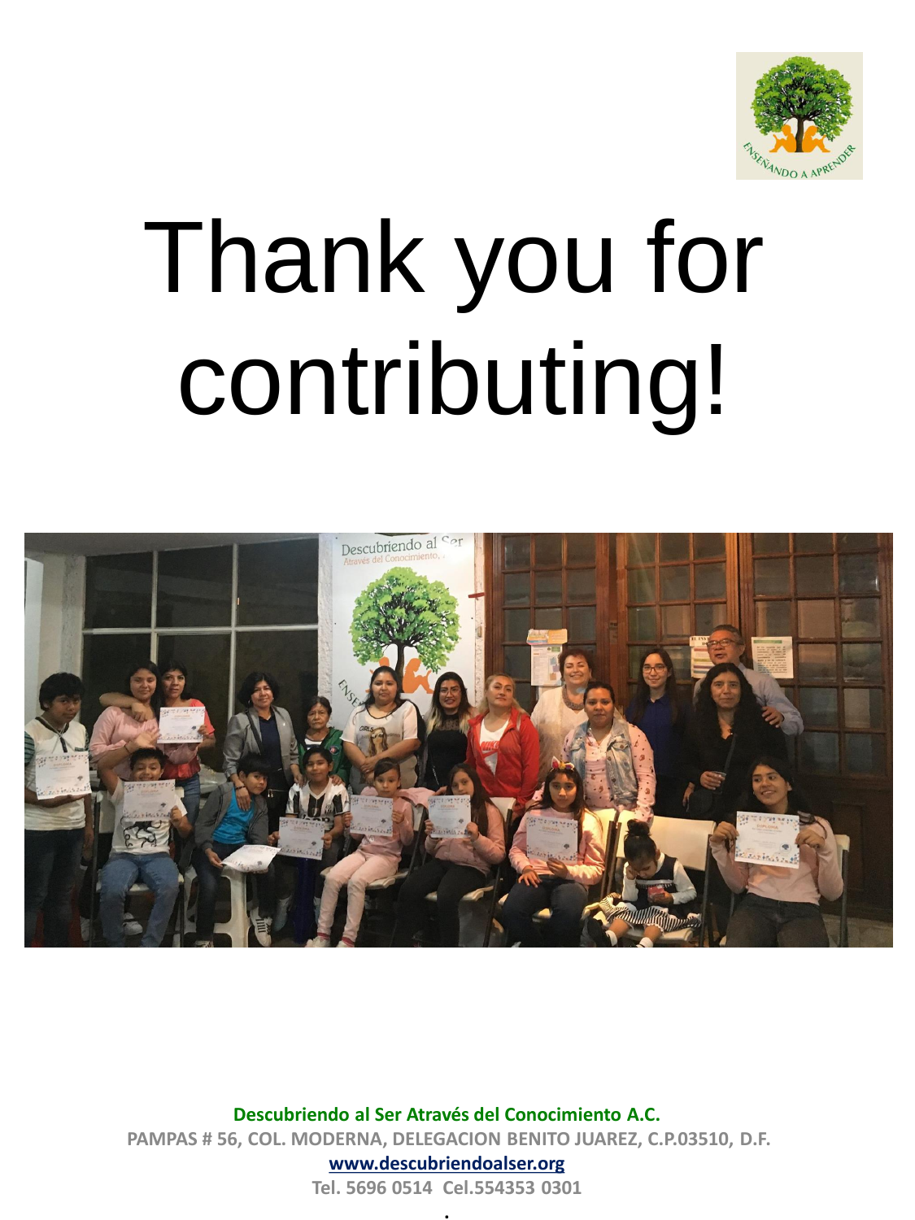# Thank you for contributing!

**Descubriendo al Ser Através del Conocimiento A.C.**

**PAMPAS # 56, COL. MODERNA, DELEGACION BENITO JUAREZ, C.P.03510, D.F.**

**www.descubriendoalser.org**

**Tel. 5696 0514 Cel.554353 0301**